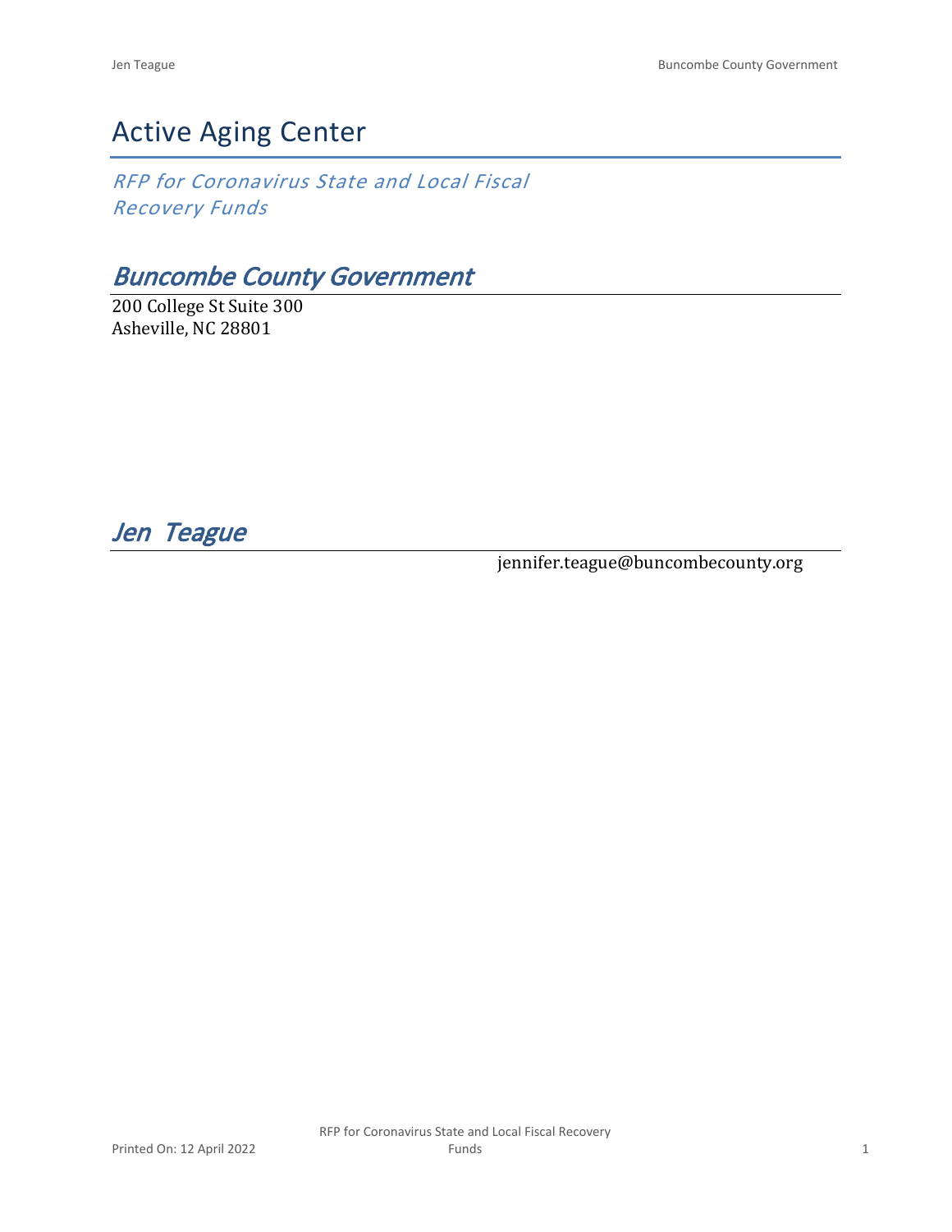# Active Aging Center

*RFP for Coronavirus State and Local Fiscal Recovery Funds*

## *Buncombe County Government*

200 College St Suite 300
Asheville, NC 28801

## *Jen Teague*

jennifer.teague@buncombecounty.org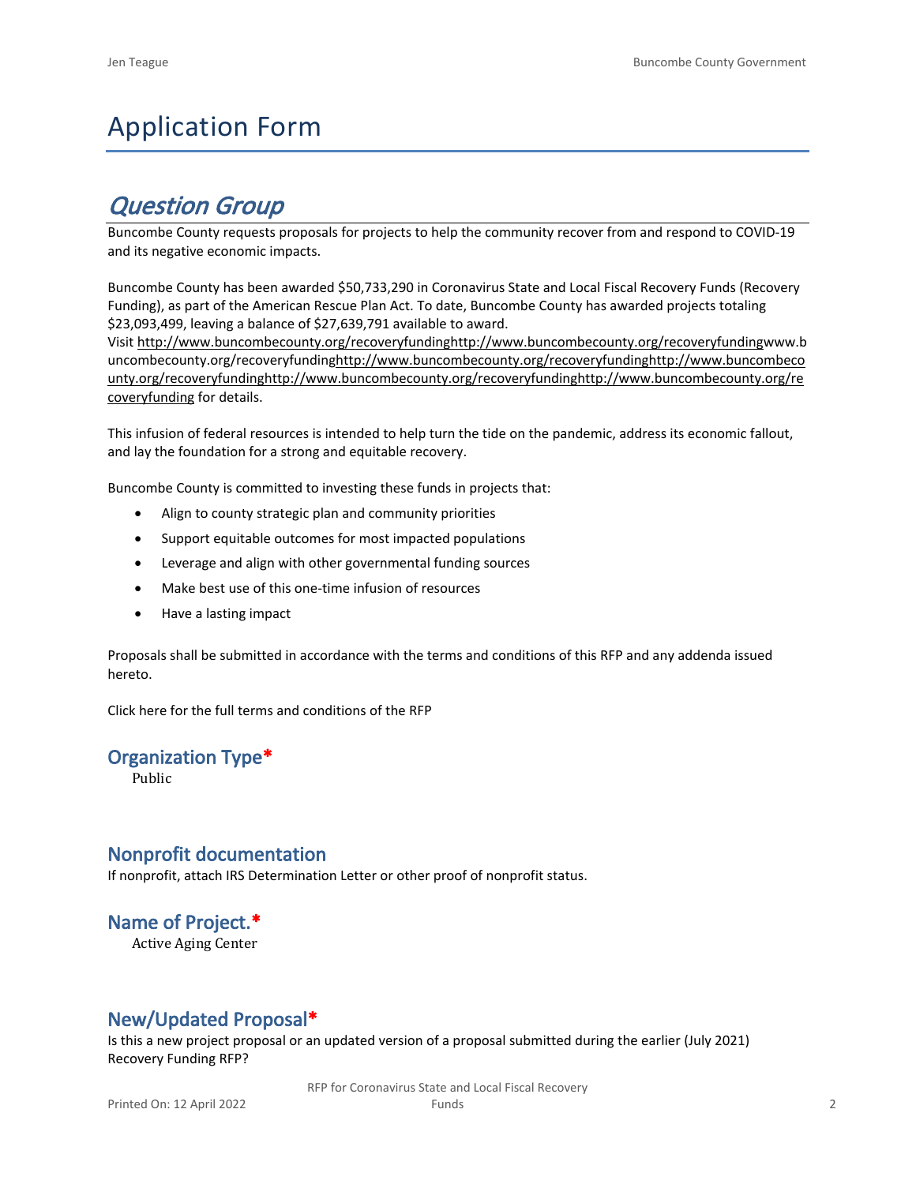# Application Form

## *Question Group*

Buncombe County requests proposals for projects to help the community recover from and respond to COVID-19 and its negative economic impacts.

Buncombe County has been awarded $50,733,290 in Coronavirus State and Local Fiscal Recovery Funds (Recovery Funding), as part of the American Rescue Plan Act. To date, Buncombe County has awarded projects totaling $23,093,499, leaving a balance of $27,639,791 available to award.

Visit http://www.buncombecounty.org/recoveryfundinghttp://www.buncombecounty.org/recoveryfundingwww.buncombecounty.org/recoveryfundinghttp://www.buncombecounty.org/recoveryfundinghttp://www.buncombecounty.org/recoveryfundinghttp://www.buncombecounty.org/recoveryfundinghttp://www.buncombecounty.org/recoveryfunding for details.

This infusion of federal resources is intended to help turn the tide on the pandemic, address its economic fallout, and lay the foundation for a strong and equitable recovery.

Buncombe County is committed to investing these funds in projects that:

- Align to county strategic plan and community priorities
- Support equitable outcomes for most impacted populations
- Leverage and align with other governmental funding sources
- Make best use of this one-time infusion of resources
- Have a lasting impact

Proposals shall be submitted in accordance with the terms and conditions of this RFP and any addenda issued hereto.

Click here for the full terms and conditions of the RFP

### Organization Type*

Public

### Nonprofit documentation

If nonprofit, attach IRS Determination Letter or other proof of nonprofit status.

### Name of Project.*

Active Aging Center

### New/Updated Proposal*

Is this a new project proposal or an updated version of a proposal submitted during the earlier (July 2021) Recovery Funding RFP?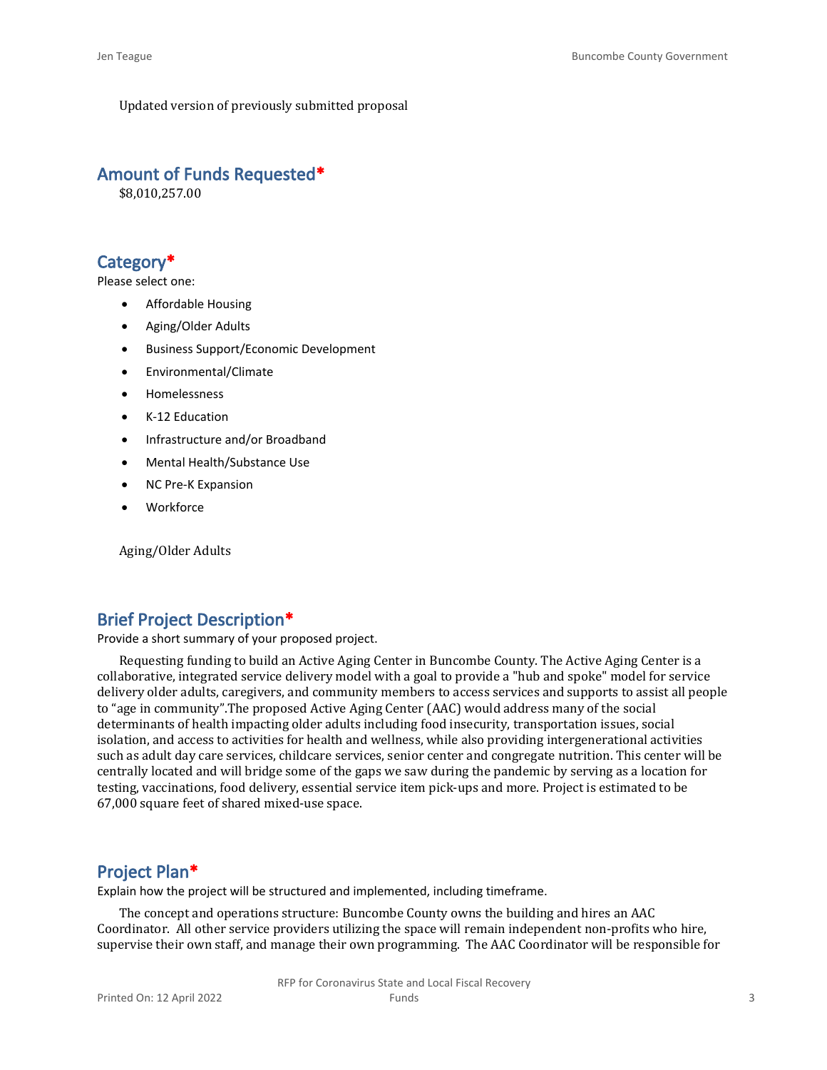Updated version of previously submitted proposal

## Amount of Funds Requested*

$8,010,257.00

## Category*

Please select one:

- Affordable Housing
- Aging/Older Adults
- Business Support/Economic Development
- Environmental/Climate
- Homelessness
- K-12 Education
- Infrastructure and/or Broadband
- Mental Health/Substance Use
- NC Pre-K Expansion
- Workforce

Aging/Older Adults

## Brief Project Description*

Provide a short summary of your proposed project.

Requesting funding to build an Active Aging Center in Buncombe County. The Active Aging Center is a collaborative, integrated service delivery model with a goal to provide a "hub and spoke" model for service delivery older adults, caregivers, and community members to access services and supports to assist all people to "age in community".The proposed Active Aging Center (AAC) would address many of the social determinants of health impacting older adults including food insecurity, transportation issues, social isolation, and access to activities for health and wellness, while also providing intergenerational activities such as adult day care services, childcare services, senior center and congregate nutrition. This center will be centrally located and will bridge some of the gaps we saw during the pandemic by serving as a location for testing, vaccinations, food delivery, essential service item pick-ups and more. Project is estimated to be 67,000 square feet of shared mixed-use space.

## Project Plan*

Explain how the project will be structured and implemented, including timeframe.

The concept and operations structure: Buncombe County owns the building and hires an AAC Coordinator. All other service providers utilizing the space will remain independent non-profits who hire, supervise their own staff, and manage their own programming. The AAC Coordinator will be responsible for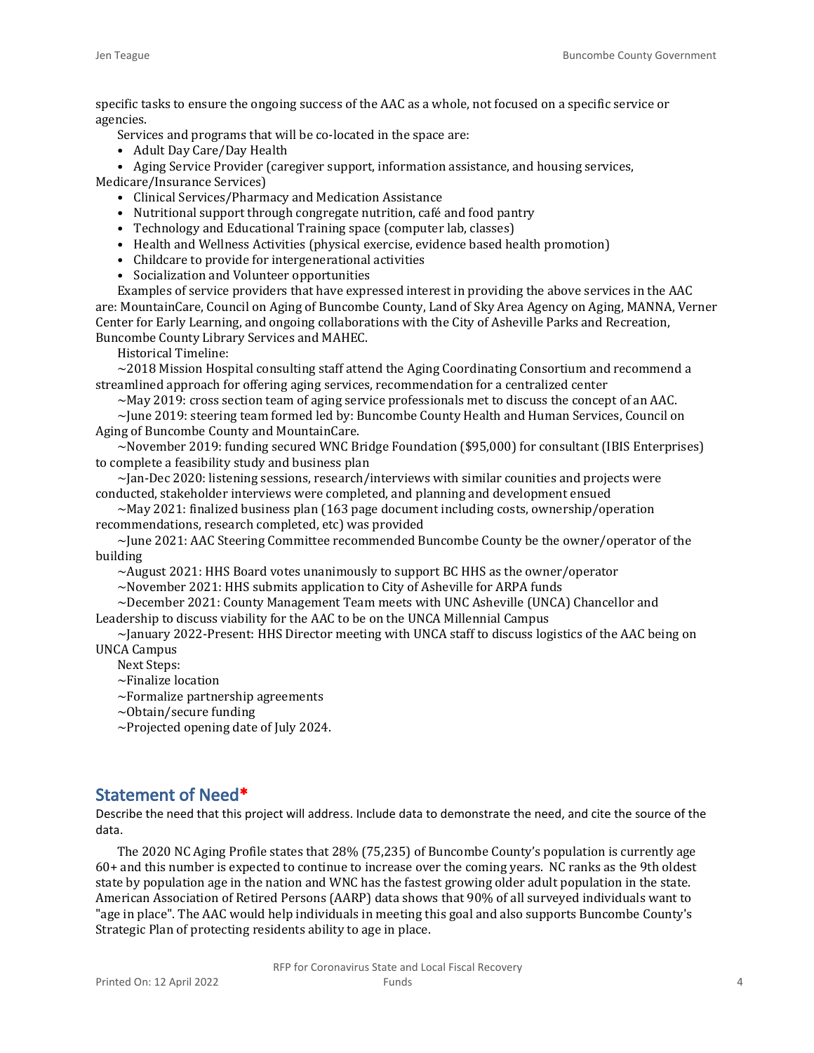specific tasks to ensure the ongoing success of the AAC as a whole, not focused on a specific service or agencies.

Services and programs that will be co-located in the space are:

- Adult Day Care/Day Health
- Aging Service Provider (caregiver support, information assistance, and housing services, Medicare/Insurance Services)
- Clinical Services/Pharmacy and Medication Assistance
- Nutritional support through congregate nutrition, café and food pantry
- Technology and Educational Training space (computer lab, classes)
- Health and Wellness Activities (physical exercise, evidence based health promotion)
- Childcare to provide for intergenerational activities
- Socialization and Volunteer opportunities

Examples of service providers that have expressed interest in providing the above services in the AAC are: MountainCare, Council on Aging of Buncombe County, Land of Sky Area Agency on Aging, MANNA, Verner Center for Early Learning, and ongoing collaborations with the City of Asheville Parks and Recreation, Buncombe County Library Services and MAHEC.

Historical Timeline:

~2018 Mission Hospital consulting staff attend the Aging Coordinating Consortium and recommend a streamlined approach for offering aging services, recommendation for a centralized center

~May 2019: cross section team of aging service professionals met to discuss the concept of an AAC.

~June 2019: steering team formed led by: Buncombe County Health and Human Services, Council on Aging of Buncombe County and MountainCare.

~November 2019: funding secured WNC Bridge Foundation ($95,000) for consultant (IBIS Enterprises) to complete a feasibility study and business plan

~Jan-Dec 2020: listening sessions, research/interviews with similar counities and projects were conducted, stakeholder interviews were completed, and planning and development ensued

~May 2021: finalized business plan (163 page document including costs, ownership/operation recommendations, research completed, etc) was provided

~June 2021: AAC Steering Committee recommended Buncombe County be the owner/operator of the building

~August 2021: HHS Board votes unanimously to support BC HHS as the owner/operator

~November 2021: HHS submits application to City of Asheville for ARPA funds

~December 2021: County Management Team meets with UNC Asheville (UNCA) Chancellor and Leadership to discuss viability for the AAC to be on the UNCA Millennial Campus

~January 2022-Present: HHS Director meeting with UNCA staff to discuss logistics of the AAC being on UNCA Campus

Next Steps:

~Finalize location

~Formalize partnership agreements

~Obtain/secure funding

~Projected opening date of July 2024.

## Statement of Need*

Describe the need that this project will address. Include data to demonstrate the need, and cite the source of the data.

The 2020 NC Aging Profile states that 28% (75,235) of Buncombe County's population is currently age 60+ and this number is expected to continue to increase over the coming years. NC ranks as the 9th oldest state by population age in the nation and WNC has the fastest growing older adult population in the state. American Association of Retired Persons (AARP) data shows that 90% of all surveyed individuals want to "age in place". The AAC would help individuals in meeting this goal and also supports Buncombe County's Strategic Plan of protecting residents ability to age in place.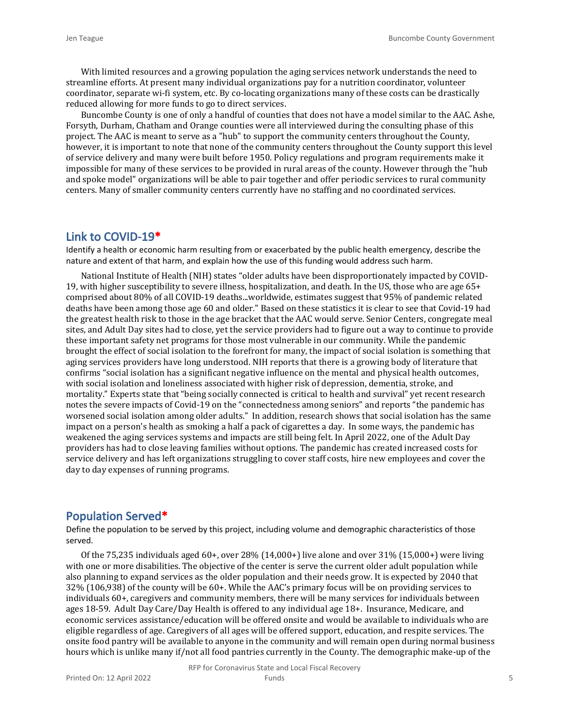With limited resources and a growing population the aging services network understands the need to streamline efforts. At present many individual organizations pay for a nutrition coordinator, volunteer coordinator, separate wi-fi system, etc. By co-locating organizations many of these costs can be drastically reduced allowing for more funds to go to direct services.

Buncombe County is one of only a handful of counties that does not have a model similar to the AAC. Ashe, Forsyth, Durham, Chatham and Orange counties were all interviewed during the consulting phase of this project. The AAC is meant to serve as a "hub" to support the community centers throughout the County, however, it is important to note that none of the community centers throughout the County support this level of service delivery and many were built before 1950. Policy regulations and program requirements make it impossible for many of these services to be provided in rural areas of the county. However through the "hub and spoke model" organizations will be able to pair together and offer periodic services to rural community centers. Many of smaller community centers currently have no staffing and no coordinated services.

## Link to COVID-19*

Identify a health or economic harm resulting from or exacerbated by the public health emergency, describe the nature and extent of that harm, and explain how the use of this funding would address such harm.

National Institute of Health (NIH) states "older adults have been disproportionately impacted by COVID-19, with higher susceptibility to severe illness, hospitalization, and death. In the US, those who are age 65+ comprised about 80% of all COVID-19 deaths...worldwide, estimates suggest that 95% of pandemic related deaths have been among those age 60 and older." Based on these statistics it is clear to see that Covid-19 had the greatest health risk to those in the age bracket that the AAC would serve. Senior Centers, congregate meal sites, and Adult Day sites had to close, yet the service providers had to figure out a way to continue to provide these important safety net programs for those most vulnerable in our community. While the pandemic brought the effect of social isolation to the forefront for many, the impact of social isolation is something that aging services providers have long understood. NIH reports that there is a growing body of literature that confirms "social isolation has a significant negative influence on the mental and physical health outcomes, with social isolation and loneliness associated with higher risk of depression, dementia, stroke, and mortality." Experts state that "being socially connected is critical to health and survival" yet recent research notes the severe impacts of Covid-19 on the "connectedness among seniors" and reports "the pandemic has worsened social isolation among older adults." In addition, research shows that social isolation has the same impact on a person's health as smoking a half a pack of cigarettes a day. In some ways, the pandemic has weakened the aging services systems and impacts are still being felt. In April 2022, one of the Adult Day providers has had to close leaving families without options. The pandemic has created increased costs for service delivery and has left organizations struggling to cover staff costs, hire new employees and cover the day to day expenses of running programs.

## Population Served*

Define the population to be served by this project, including volume and demographic characteristics of those served.

Of the 75,235 individuals aged 60+, over 28% (14,000+) live alone and over 31% (15,000+) were living with one or more disabilities. The objective of the center is serve the current older adult population while also planning to expand services as the older population and their needs grow. It is expected by 2040 that 32% (106,938) of the county will be 60+. While the AAC's primary focus will be on providing services to individuals 60+, caregivers and community members, there will be many services for individuals between ages 18-59. Adult Day Care/Day Health is offered to any individual age 18+. Insurance, Medicare, and economic services assistance/education will be offered onsite and would be available to individuals who are eligible regardless of age. Caregivers of all ages will be offered support, education, and respite services. The onsite food pantry will be available to anyone in the community and will remain open during normal business hours which is unlike many if/not all food pantries currently in the County. The demographic make-up of the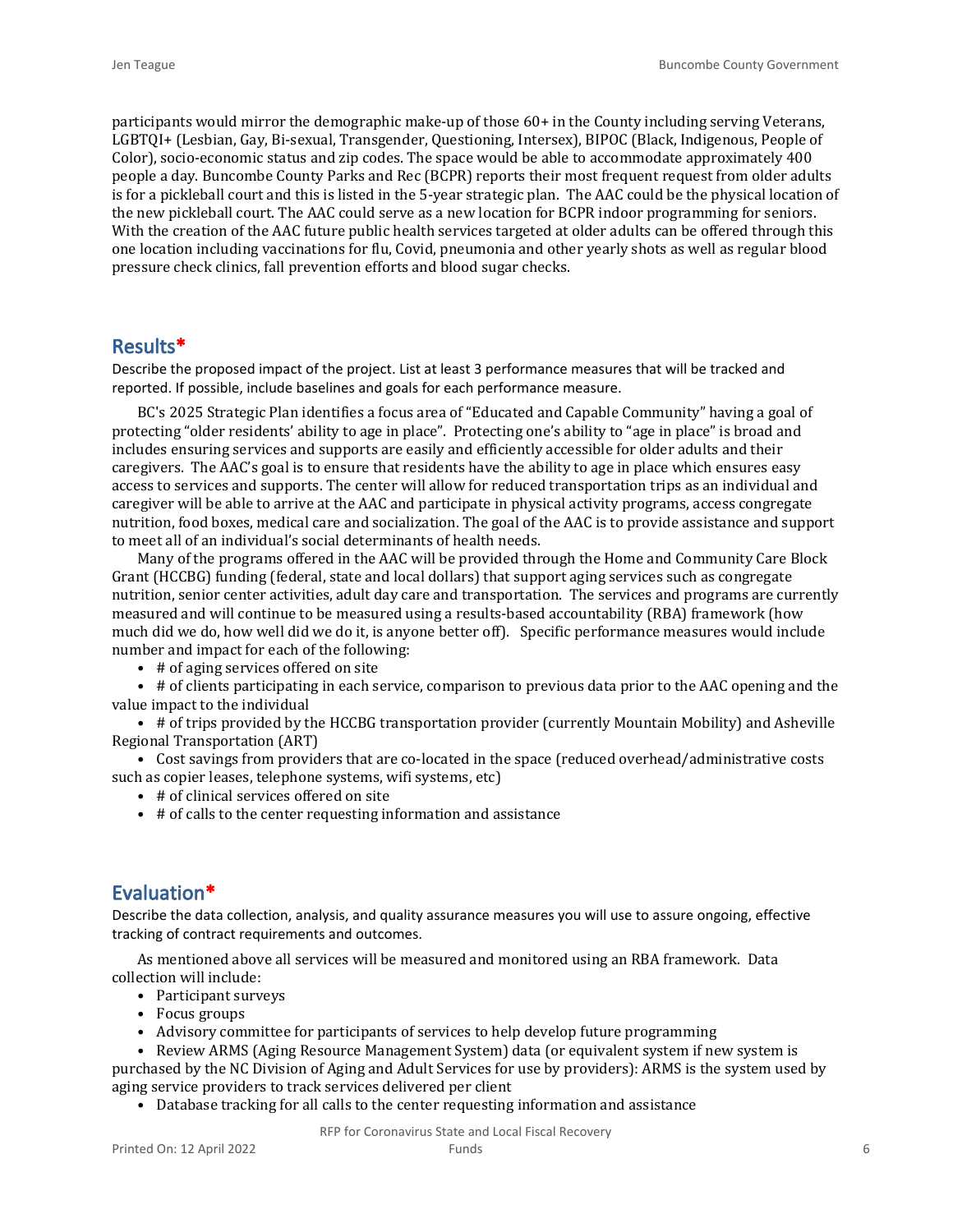participants would mirror the demographic make-up of those 60+ in the County including serving Veterans, LGBTQI+ (Lesbian, Gay, Bi-sexual, Transgender, Questioning, Intersex), BIPOC (Black, Indigenous, People of Color), socio-economic status and zip codes. The space would be able to accommodate approximately 400 people a day. Buncombe County Parks and Rec (BCPR) reports their most frequent request from older adults is for a pickleball court and this is listed in the 5-year strategic plan. The AAC could be the physical location of the new pickleball court. The AAC could serve as a new location for BCPR indoor programming for seniors. With the creation of the AAC future public health services targeted at older adults can be offered through this one location including vaccinations for flu, Covid, pneumonia and other yearly shots as well as regular blood pressure check clinics, fall prevention efforts and blood sugar checks.

## Results*

Describe the proposed impact of the project. List at least 3 performance measures that will be tracked and reported. If possible, include baselines and goals for each performance measure.

BC's 2025 Strategic Plan identifies a focus area of "Educated and Capable Community" having a goal of protecting "older residents' ability to age in place". Protecting one's ability to "age in place" is broad and includes ensuring services and supports are easily and efficiently accessible for older adults and their caregivers. The AAC's goal is to ensure that residents have the ability to age in place which ensures easy access to services and supports. The center will allow for reduced transportation trips as an individual and caregiver will be able to arrive at the AAC and participate in physical activity programs, access congregate nutrition, food boxes, medical care and socialization. The goal of the AAC is to provide assistance and support to meet all of an individual's social determinants of health needs.

Many of the programs offered in the AAC will be provided through the Home and Community Care Block Grant (HCCBG) funding (federal, state and local dollars) that support aging services such as congregate nutrition, senior center activities, adult day care and transportation. The services and programs are currently measured and will continue to be measured using a results-based accountability (RBA) framework (how much did we do, how well did we do it, is anyone better off). Specific performance measures would include number and impact for each of the following:

- # of aging services offered on site
- # of clients participating in each service, comparison to previous data prior to the AAC opening and the value impact to the individual
- # of trips provided by the HCCBG transportation provider (currently Mountain Mobility) and Asheville Regional Transportation (ART)
- Cost savings from providers that are co-located in the space (reduced overhead/administrative costs such as copier leases, telephone systems, wifi systems, etc)
- # of clinical services offered on site
- # of calls to the center requesting information and assistance

## Evaluation*

Describe the data collection, analysis, and quality assurance measures you will use to assure ongoing, effective tracking of contract requirements and outcomes.

As mentioned above all services will be measured and monitored using an RBA framework. Data collection will include:

- Participant surveys
- Focus groups
- Advisory committee for participants of services to help develop future programming
- Review ARMS (Aging Resource Management System) data (or equivalent system if new system is purchased by the NC Division of Aging and Adult Services for use by providers): ARMS is the system used by aging service providers to track services delivered per client
- Database tracking for all calls to the center requesting information and assistance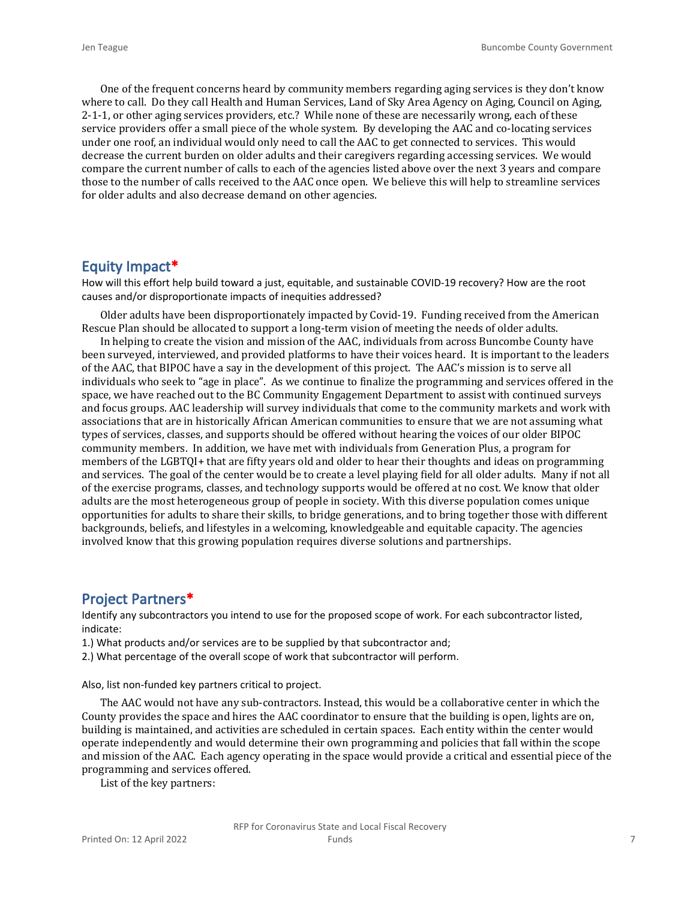One of the frequent concerns heard by community members regarding aging services is they don't know where to call. Do they call Health and Human Services, Land of Sky Area Agency on Aging, Council on Aging, 2-1-1, or other aging services providers, etc.? While none of these are necessarily wrong, each of these service providers offer a small piece of the whole system. By developing the AAC and co-locating services under one roof, an individual would only need to call the AAC to get connected to services. This would decrease the current burden on older adults and their caregivers regarding accessing services. We would compare the current number of calls to each of the agencies listed above over the next 3 years and compare those to the number of calls received to the AAC once open. We believe this will help to streamline services for older adults and also decrease demand on other agencies.

## Equity Impact*

How will this effort help build toward a just, equitable, and sustainable COVID-19 recovery? How are the root causes and/or disproportionate impacts of inequities addressed?

Older adults have been disproportionately impacted by Covid-19. Funding received from the American Rescue Plan should be allocated to support a long-term vision of meeting the needs of older adults.

In helping to create the vision and mission of the AAC, individuals from across Buncombe County have been surveyed, interviewed, and provided platforms to have their voices heard. It is important to the leaders of the AAC, that BIPOC have a say in the development of this project. The AAC's mission is to serve all individuals who seek to "age in place". As we continue to finalize the programming and services offered in the space, we have reached out to the BC Community Engagement Department to assist with continued surveys and focus groups. AAC leadership will survey individuals that come to the community markets and work with associations that are in historically African American communities to ensure that we are not assuming what types of services, classes, and supports should be offered without hearing the voices of our older BIPOC community members. In addition, we have met with individuals from Generation Plus, a program for members of the LGBTQI+ that are fifty years old and older to hear their thoughts and ideas on programming and services. The goal of the center would be to create a level playing field for all older adults. Many if not all of the exercise programs, classes, and technology supports would be offered at no cost. We know that older adults are the most heterogeneous group of people in society. With this diverse population comes unique opportunities for adults to share their skills, to bridge generations, and to bring together those with different backgrounds, beliefs, and lifestyles in a welcoming, knowledgeable and equitable capacity. The agencies involved know that this growing population requires diverse solutions and partnerships.

## Project Partners*

Identify any subcontractors you intend to use for the proposed scope of work. For each subcontractor listed, indicate:

1.) What products and/or services are to be supplied by that subcontractor and;

2.) What percentage of the overall scope of work that subcontractor will perform.

Also, list non-funded key partners critical to project.

The AAC would not have any sub-contractors. Instead, this would be a collaborative center in which the County provides the space and hires the AAC coordinator to ensure that the building is open, lights are on, building is maintained, and activities are scheduled in certain spaces. Each entity within the center would operate independently and would determine their own programming and policies that fall within the scope and mission of the AAC. Each agency operating in the space would provide a critical and essential piece of the programming and services offered.

List of the key partners: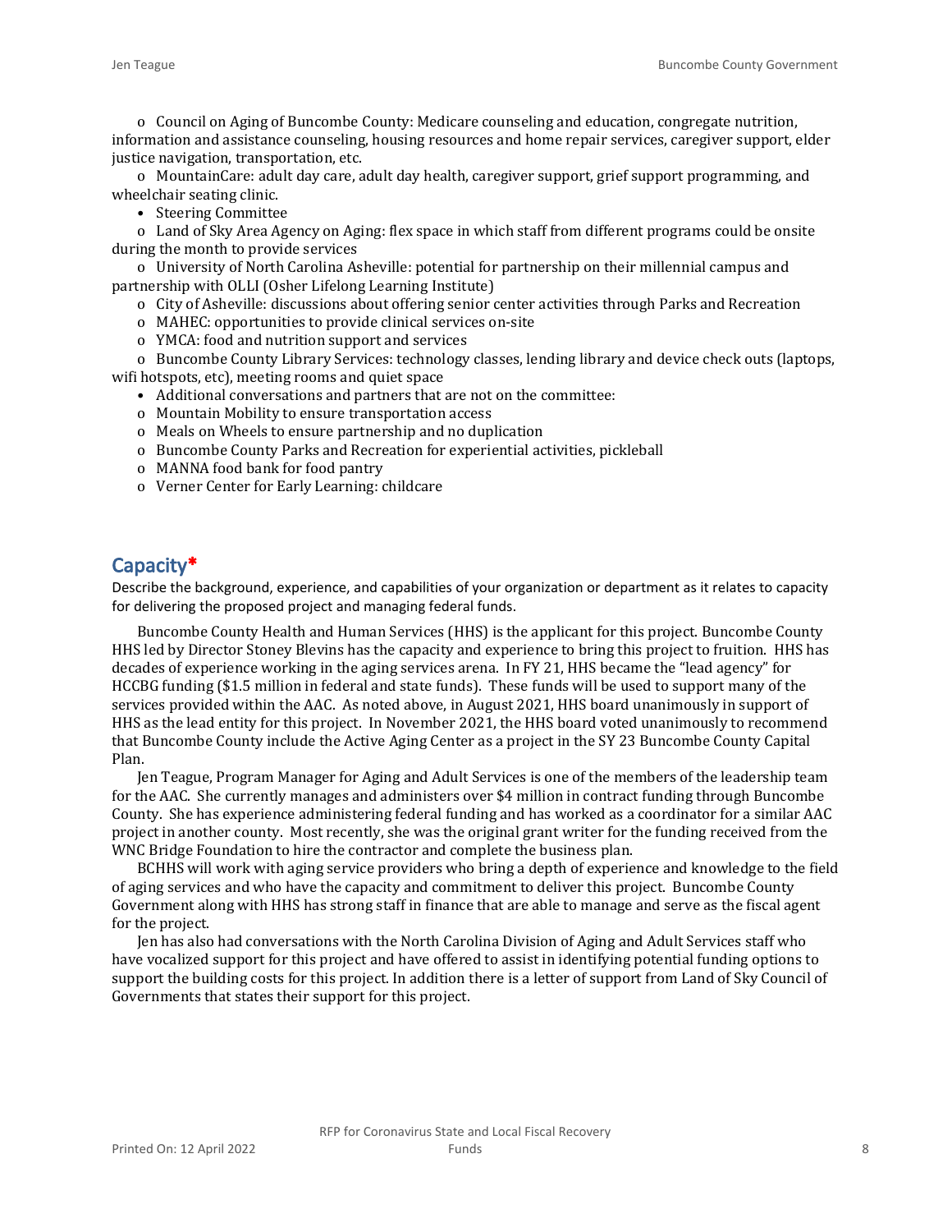- Council on Aging of Buncombe County: Medicare counseling and education, congregate nutrition, information and assistance counseling, housing resources and home repair services, caregiver support, elder justice navigation, transportation, etc.
- MountainCare: adult day care, adult day health, caregiver support, grief support programming, and wheelchair seating clinic.

- Steering Committee
  - Land of Sky Area Agency on Aging: flex space in which staff from different programs could be onsite during the month to provide services
  - University of North Carolina Asheville: potential for partnership on their millennial campus and partnership with OLLI (Osher Lifelong Learning Institute)
  - City of Asheville: discussions about offering senior center activities through Parks and Recreation
  - MAHEC: opportunities to provide clinical services on-site
  - YMCA: food and nutrition support and services
  - Buncombe County Library Services: technology classes, lending library and device check outs (laptops, wifi hotspots, etc), meeting rooms and quiet space
- Additional conversations and partners that are not on the committee:
  - Mountain Mobility to ensure transportation access
  - Meals on Wheels to ensure partnership and no duplication
  - Buncombe County Parks and Recreation for experiential activities, pickleball
  - MANNA food bank for food pantry
  - Verner Center for Early Learning: childcare

## Capacity*

Describe the background, experience, and capabilities of your organization or department as it relates to capacity for delivering the proposed project and managing federal funds.

Buncombe County Health and Human Services (HHS) is the applicant for this project. Buncombe County HHS led by Director Stoney Blevins has the capacity and experience to bring this project to fruition. HHS has decades of experience working in the aging services arena. In FY 21, HHS became the "lead agency" for HCCBG funding ($1.5 million in federal and state funds). These funds will be used to support many of the services provided within the AAC. As noted above, in August 2021, HHS board unanimously in support of HHS as the lead entity for this project. In November 2021, the HHS board voted unanimously to recommend that Buncombe County include the Active Aging Center as a project in the SY 23 Buncombe County Capital Plan.

Jen Teague, Program Manager for Aging and Adult Services is one of the members of the leadership team for the AAC. She currently manages and administers over $4 million in contract funding through Buncombe County. She has experience administering federal funding and has worked as a coordinator for a similar AAC project in another county. Most recently, she was the original grant writer for the funding received from the WNC Bridge Foundation to hire the contractor and complete the business plan.

BCHHS will work with aging service providers who bring a depth of experience and knowledge to the field of aging services and who have the capacity and commitment to deliver this project. Buncombe County Government along with HHS has strong staff in finance that are able to manage and serve as the fiscal agent for the project.

Jen has also had conversations with the North Carolina Division of Aging and Adult Services staff who have vocalized support for this project and have offered to assist in identifying potential funding options to support the building costs for this project. In addition there is a letter of support from Land of Sky Council of Governments that states their support for this project.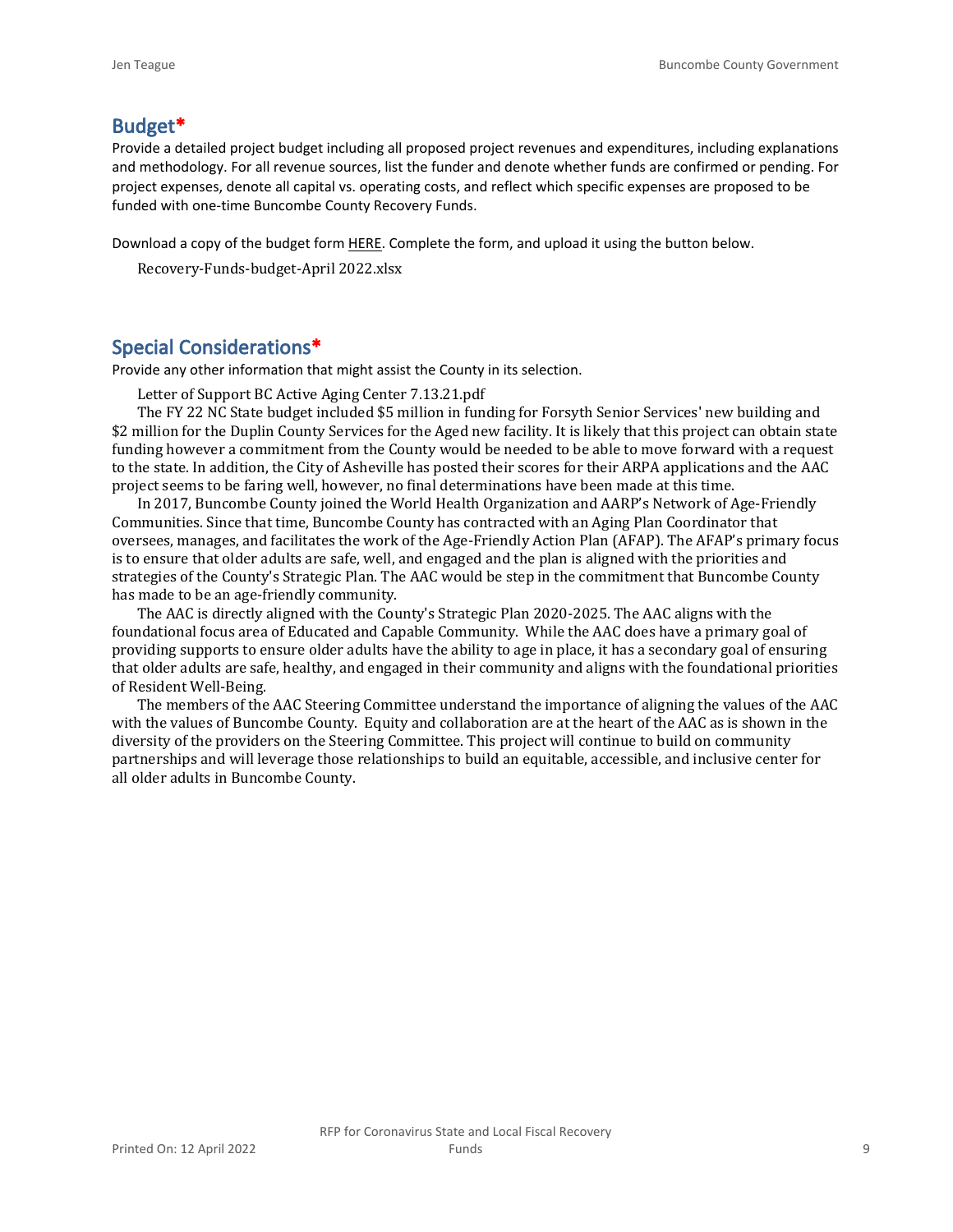## Budget*

Provide a detailed project budget including all proposed project revenues and expenditures, including explanations and methodology. For all revenue sources, list the funder and denote whether funds are confirmed or pending. For project expenses, denote all capital vs. operating costs, and reflect which specific expenses are proposed to be funded with one-time Buncombe County Recovery Funds.

Download a copy of the budget form HERE. Complete the form, and upload it using the button below.

Recovery-Funds-budget-April 2022.xlsx

## Special Considerations*

Provide any other information that might assist the County in its selection.

Letter of Support BC Active Aging Center 7.13.21.pdf

The FY 22 NC State budget included $5 million in funding for Forsyth Senior Services' new building and $2 million for the Duplin County Services for the Aged new facility. It is likely that this project can obtain state funding however a commitment from the County would be needed to be able to move forward with a request to the state. In addition, the City of Asheville has posted their scores for their ARPA applications and the AAC project seems to be faring well, however, no final determinations have been made at this time.

In 2017, Buncombe County joined the World Health Organization and AARP's Network of Age-Friendly Communities. Since that time, Buncombe County has contracted with an Aging Plan Coordinator that oversees, manages, and facilitates the work of the Age-Friendly Action Plan (AFAP). The AFAP's primary focus is to ensure that older adults are safe, well, and engaged and the plan is aligned with the priorities and strategies of the County's Strategic Plan. The AAC would be step in the commitment that Buncombe County has made to be an age-friendly community.

The AAC is directly aligned with the County's Strategic Plan 2020-2025. The AAC aligns with the foundational focus area of Educated and Capable Community. While the AAC does have a primary goal of providing supports to ensure older adults have the ability to age in place, it has a secondary goal of ensuring that older adults are safe, healthy, and engaged in their community and aligns with the foundational priorities of Resident Well-Being.

The members of the AAC Steering Committee understand the importance of aligning the values of the AAC with the values of Buncombe County. Equity and collaboration are at the heart of the AAC as is shown in the diversity of the providers on the Steering Committee. This project will continue to build on community partnerships and will leverage those relationships to build an equitable, accessible, and inclusive center for all older adults in Buncombe County.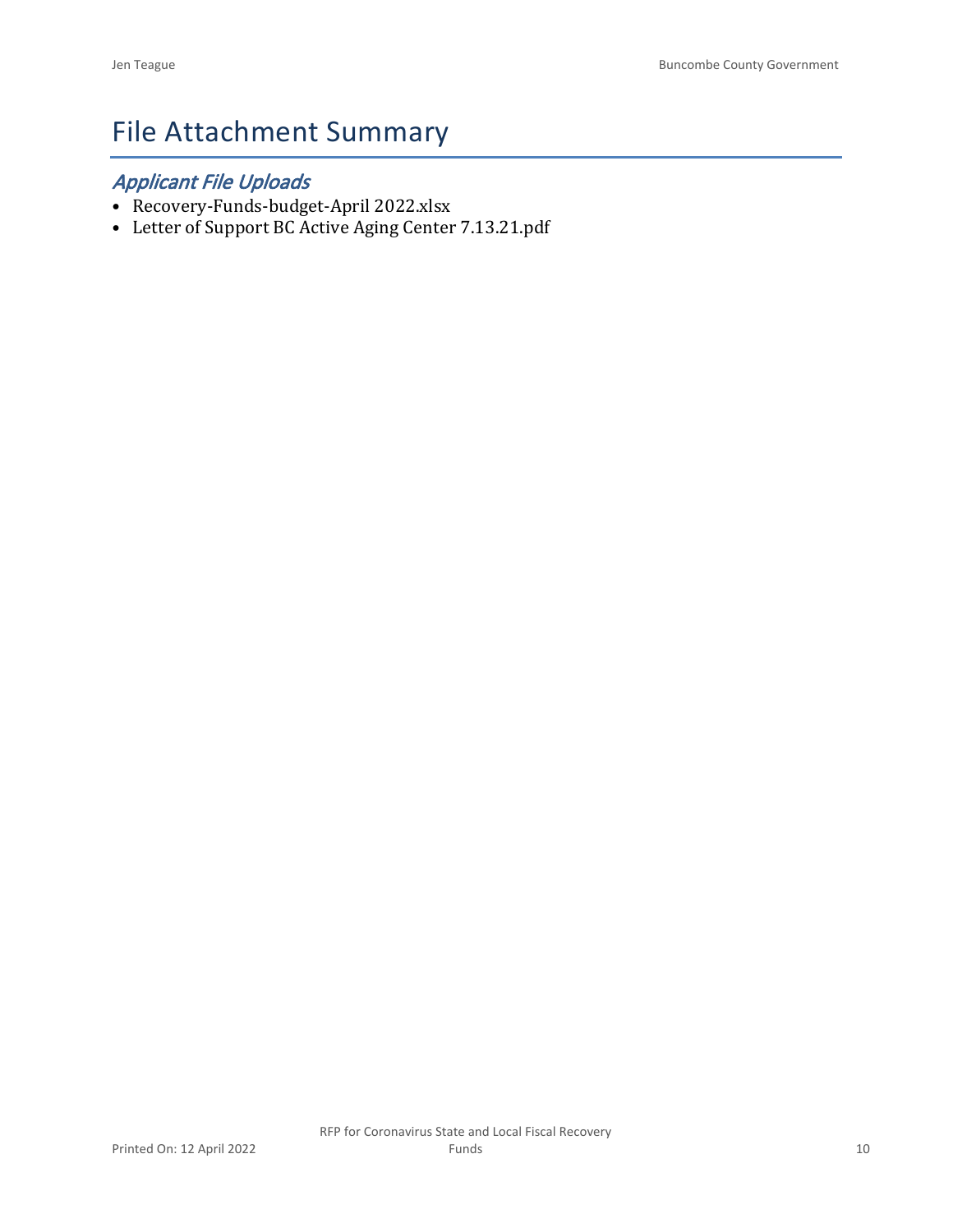# File Attachment Summary

## *Applicant File Uploads*

- Recovery-Funds-budget-April 2022.xlsx
- Letter of Support BC Active Aging Center 7.13.21.pdf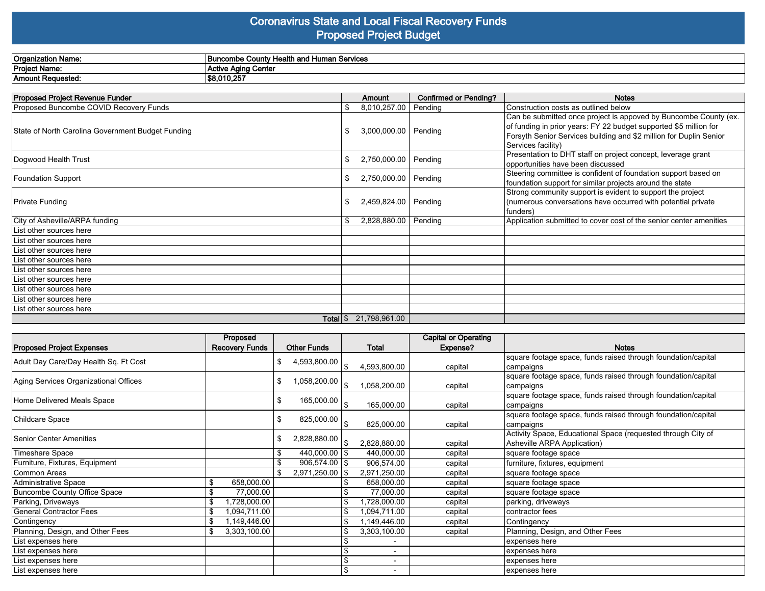# Coronavirus State and Local Fiscal Recovery Funds
## Proposed Project Budget

| | |
|---|---|
| **Organization Name:** | **Buncombe County Health and Human Services** |
| **Project Name:** | **Active Aging Center** |
| **Amount Requested:** | **$8,010,257** |

| Proposed Project Revenue Funder | Amount | Confirmed or Pending? | Notes |
|---|---|---|---|
| Proposed Buncombe COVID Recovery Funds | $ 8,010,257.00 | Pending | Construction costs as outlined below |
| State of North Carolina Government Budget Funding | $ 3,000,000.00 | Pending | Can be submitted once project is appoved by Buncombe County (ex. of funding in prior years: FY 22 budget supported $5 million for Forsyth Senior Services building and $2 million for Duplin Senior Services facility) |
| Dogwood Health Trust | $ 2,750,000.00 | Pending | Presentation to DHT staff on project concept, leverage grant opportunities have been discussed |
| Foundation Support | $ 2,750,000.00 | Pending | Steering committee is confident of foundation support based on foundation support for similar projects around the state |
| Private Funding | $ 2,459,824.00 | Pending | Strong community support is evident to support the project (numerous conversations have occurred with potential private funders) |
| City of Asheville/ARPA funding | $ 2,828,880.00 | Pending | Application submitted to cover cost of the senior center amenities |
| List other sources here | | | |
| List other sources here | | | |
| List other sources here | | | |
| List other sources here | | | |
| List other sources here | | | |
| List other sources here | | | |
| List other sources here | | | |
| List other sources here | | | |
| List other sources here | | | |
| Total | $ 21,798,961.00 | | |

| Proposed Project Expenses | Proposed Recovery Funds | Other Funds | Total | Capital or Operating Expense? | Notes |
|---|---|---|---|---|---|
| Adult Day Care/Day Health Sq. Ft Cost | | $ 4,593,800.00 | $ 4,593,800.00 | capital | square footage space, funds raised through foundation/capital campaigns |
| Aging Services Organizational Offices | | $ 1,058,200.00 | $ 1,058,200.00 | capital | square footage space, funds raised through foundation/capital campaigns |
| Home Delivered Meals Space | | $ 165,000.00 | $ 165,000.00 | capital | square footage space, funds raised through foundation/capital campaigns |
| Childcare Space | | $ 825,000.00 | $ 825,000.00 | capital | square footage space, funds raised through foundation/capital campaigns |
| Senior Center Amenities | | $ 2,828,880.00 | $ 2,828,880.00 | capital | Activity Space, Educational Space (requested through City of Asheville ARPA Application) |
| Timeshare Space | | $ 440,000.00 | $ 440,000.00 | capital | square footage space |
| Furniture, Fixtures, Equipment | | $ 906,574.00 | $ 906,574.00 | capital | furniture, fixtures, equipment |
| Common Areas | | $ 2,971,250.00 | $ 2,971,250.00 | capital | square footage space |
| Administrative Space | $ 658,000.00 | | $ 658,000.00 | capital | square footage space |
| Buncombe County Office Space | $ 77,000.00 | | $ 77,000.00 | capital | square footage space |
| Parking, Driveways | $ 1,728,000.00 | | $ 1,728,000.00 | capital | parking, driveways |
| General Contractor Fees | $ 1,094,711.00 | | $ 1,094,711.00 | capital | contractor fees |
| Contingency | $ 1,149,446.00 | | $ 1,149,446.00 | capital | Contingency |
| Planning, Design, and Other Fees | $ 3,303,100.00 | | $ 3,303,100.00 | capital | Planning, Design, and Other Fees |
| List expenses here | | | $ - | | expenses here |
| List expenses here | | | $ - | | expenses here |
| List expenses here | | | $ - | | expenses here |
| List expenses here | | | $ - | | expenses here |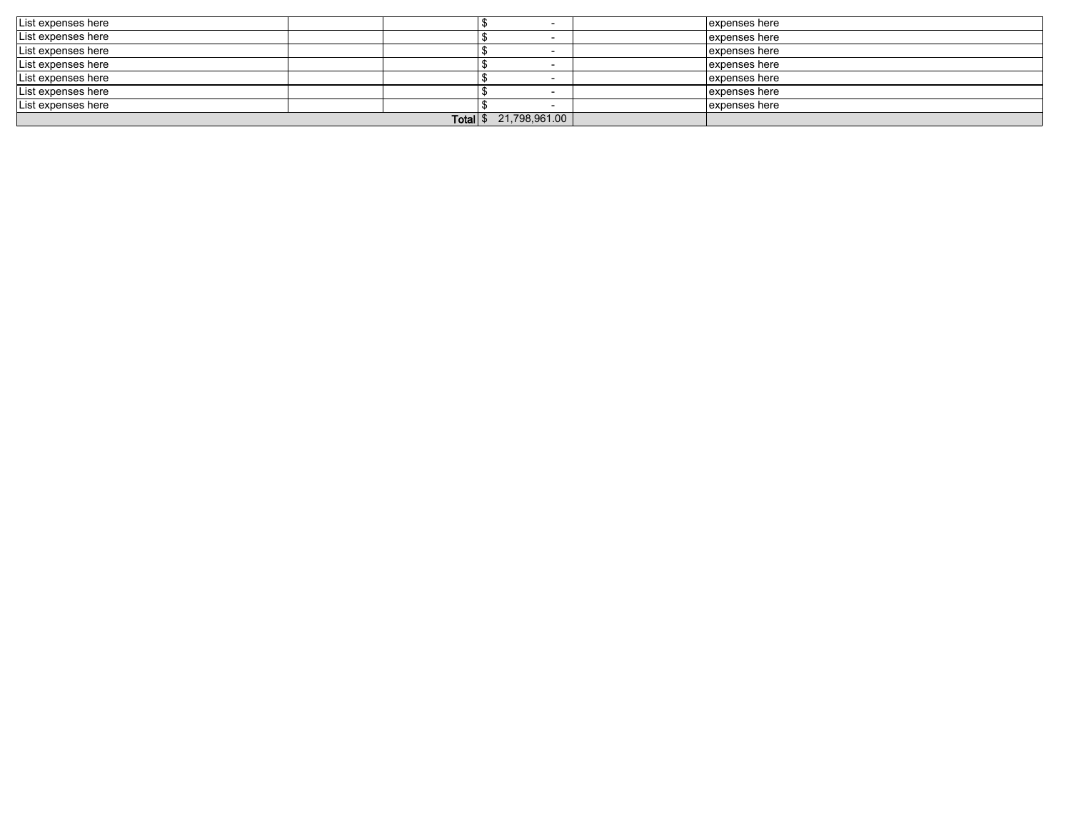| | | | | | |
|---|---|---|---|---|---|
| List expenses here | | | $ - | | expenses here |
| List expenses here | | | $ - | | expenses here |
| List expenses here | | | $ - | | expenses here |
| List expenses here | | | $ - | | expenses here |
| List expenses here | | | $ - | | expenses here |
| List expenses here | | | $ - | | expenses here |
| List expenses here | | | $ - | | expenses here |
| | | Total | $ 21,798,961.00 | | |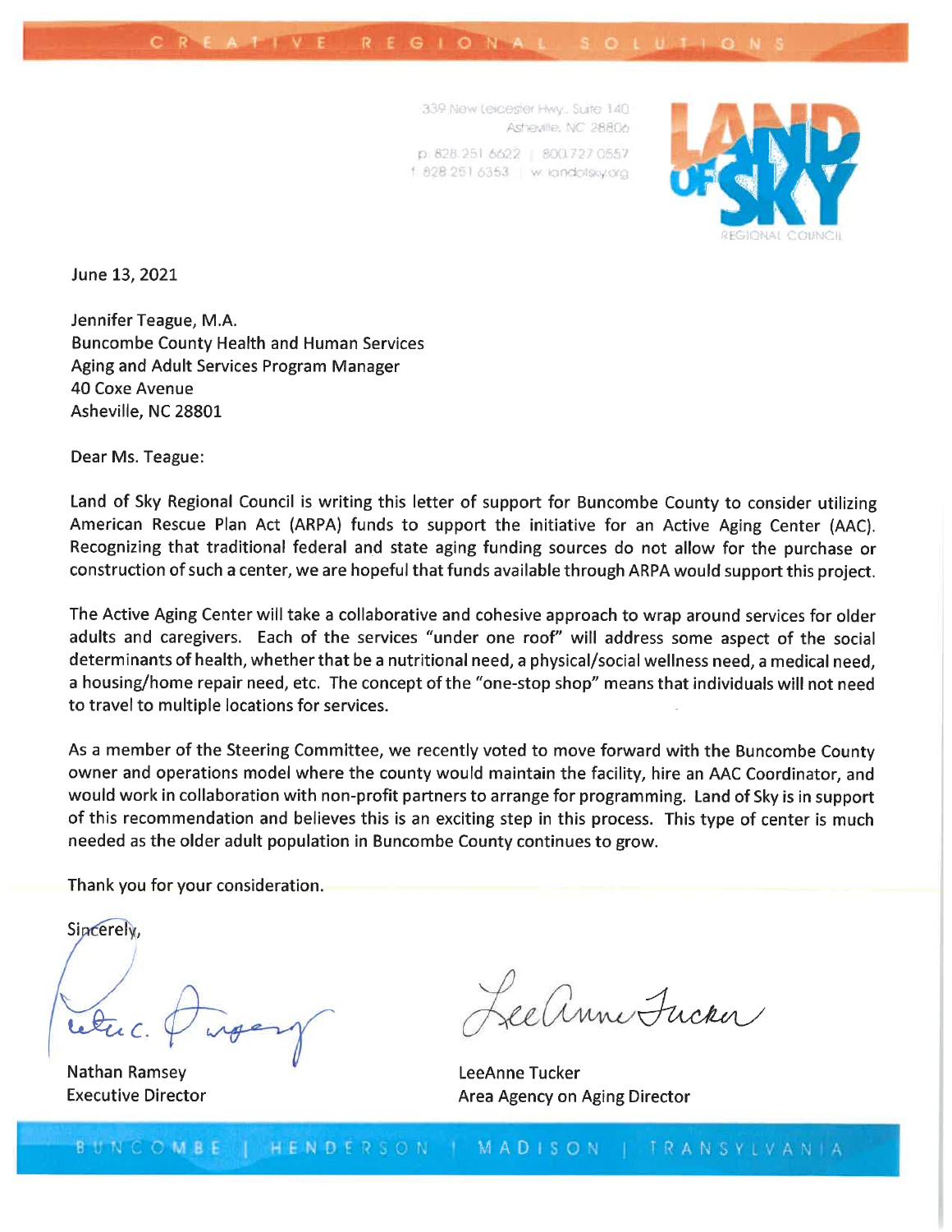CREATIVE REGIONAL SOLUTIONS

339 New Leicester Hwy., Suite 140
Asheville, NC 28806
p: 828.251.6622 | 800.727.0557
f: 828.251.6353 | w: landofsky.org

LAND OF SKY REGIONAL COUNCIL

June 13, 2021

Jennifer Teague, M.A.
Buncombe County Health and Human Services
Aging and Adult Services Program Manager
40 Coxe Avenue
Asheville, NC 28801

Dear Ms. Teague:

Land of Sky Regional Council is writing this letter of support for Buncombe County to consider utilizing American Rescue Plan Act (ARPA) funds to support the initiative for an Active Aging Center (AAC). Recognizing that traditional federal and state aging funding sources do not allow for the purchase or construction of such a center, we are hopeful that funds available through ARPA would support this project.

The Active Aging Center will take a collaborative and cohesive approach to wrap around services for older adults and caregivers. Each of the services "under one roof" will address some aspect of the social determinants of health, whether that be a nutritional need, a physical/social wellness need, a medical need, a housing/home repair need, etc. The concept of the "one-stop shop" means that individuals will not need to travel to multiple locations for services.

As a member of the Steering Committee, we recently voted to move forward with the Buncombe County owner and operations model where the county would maintain the facility, hire an AAC Coordinator, and would work in collaboration with non-profit partners to arrange for programming. Land of Sky is in support of this recommendation and believes this is an exciting step in this process. This type of center is much needed as the older adult population in Buncombe County continues to grow.

Thank you for your consideration.

Sincerely,

Nathan Ramsey
Executive Director

LeeAnne Tucker
Area Agency on Aging Director

BUNCOMBE | HENDERSON | MADISON | TRANSYLVANIA